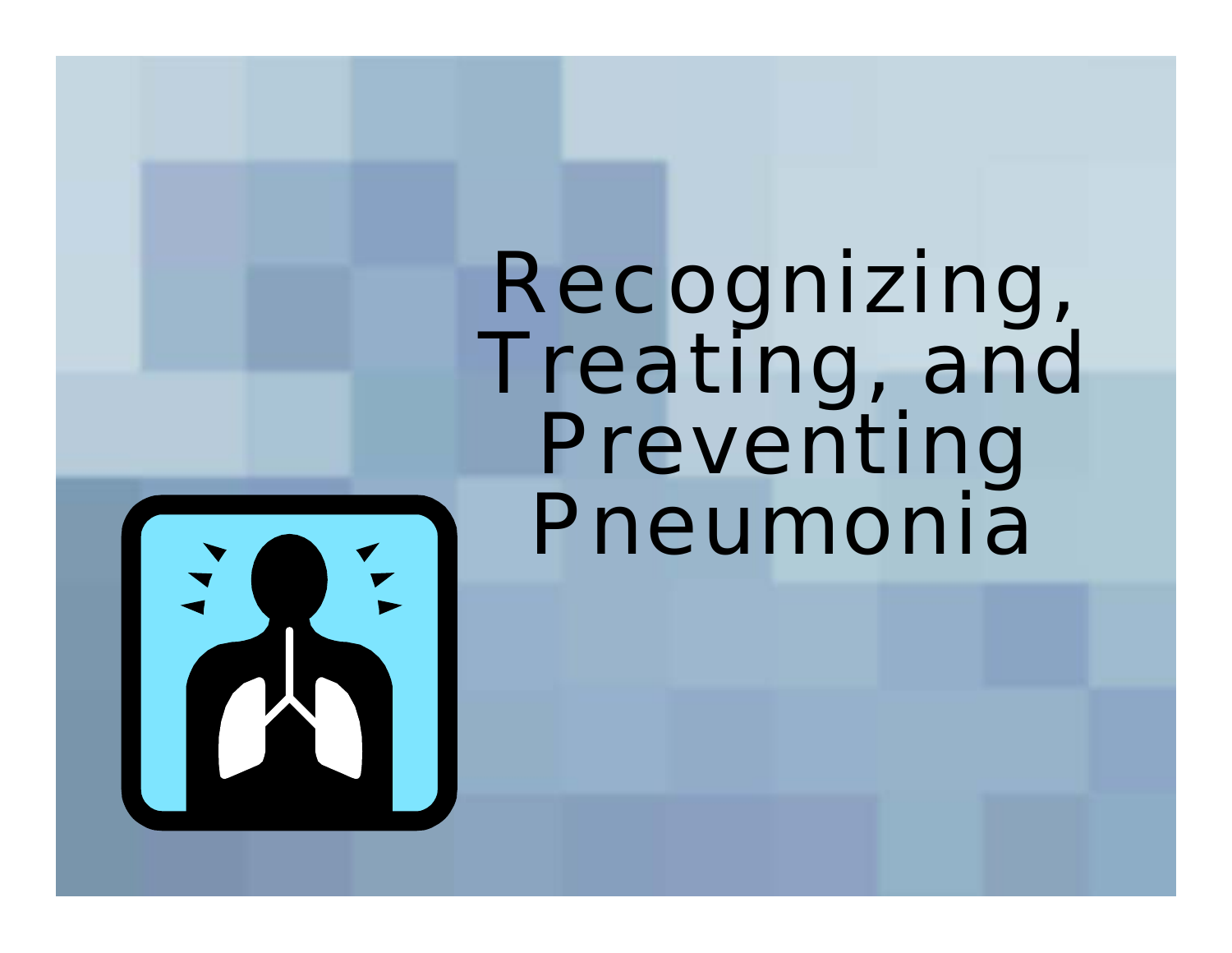# Recognizing, Treating, and Preventing Pneumonia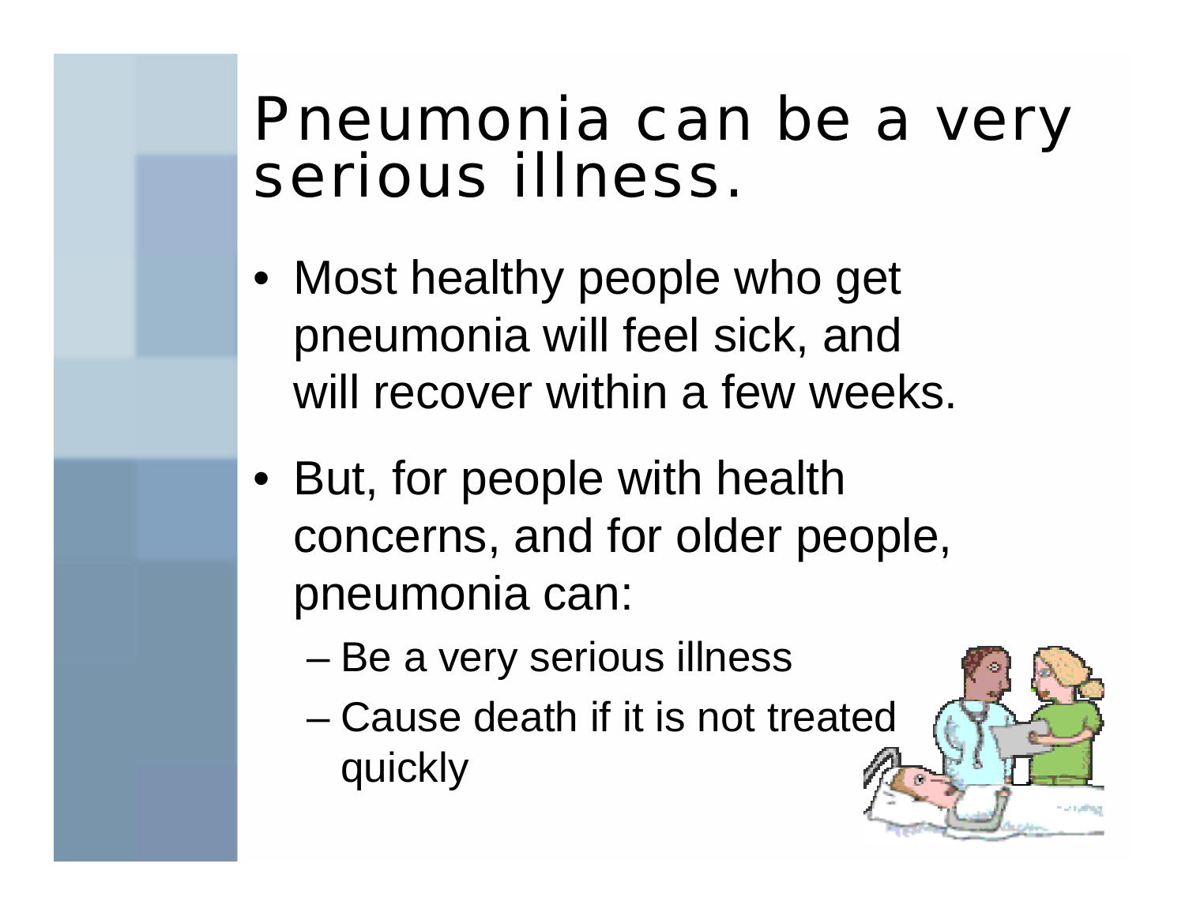# Pneumonia can be a very serious illness.

- Most healthy people who get pneumonia will feel sick, and will recover within a few weeks.
- But, for people with health concerns, and for older people, pneumonia can:
  - Be a very serious illness
  - Cause death if it is not treated quickly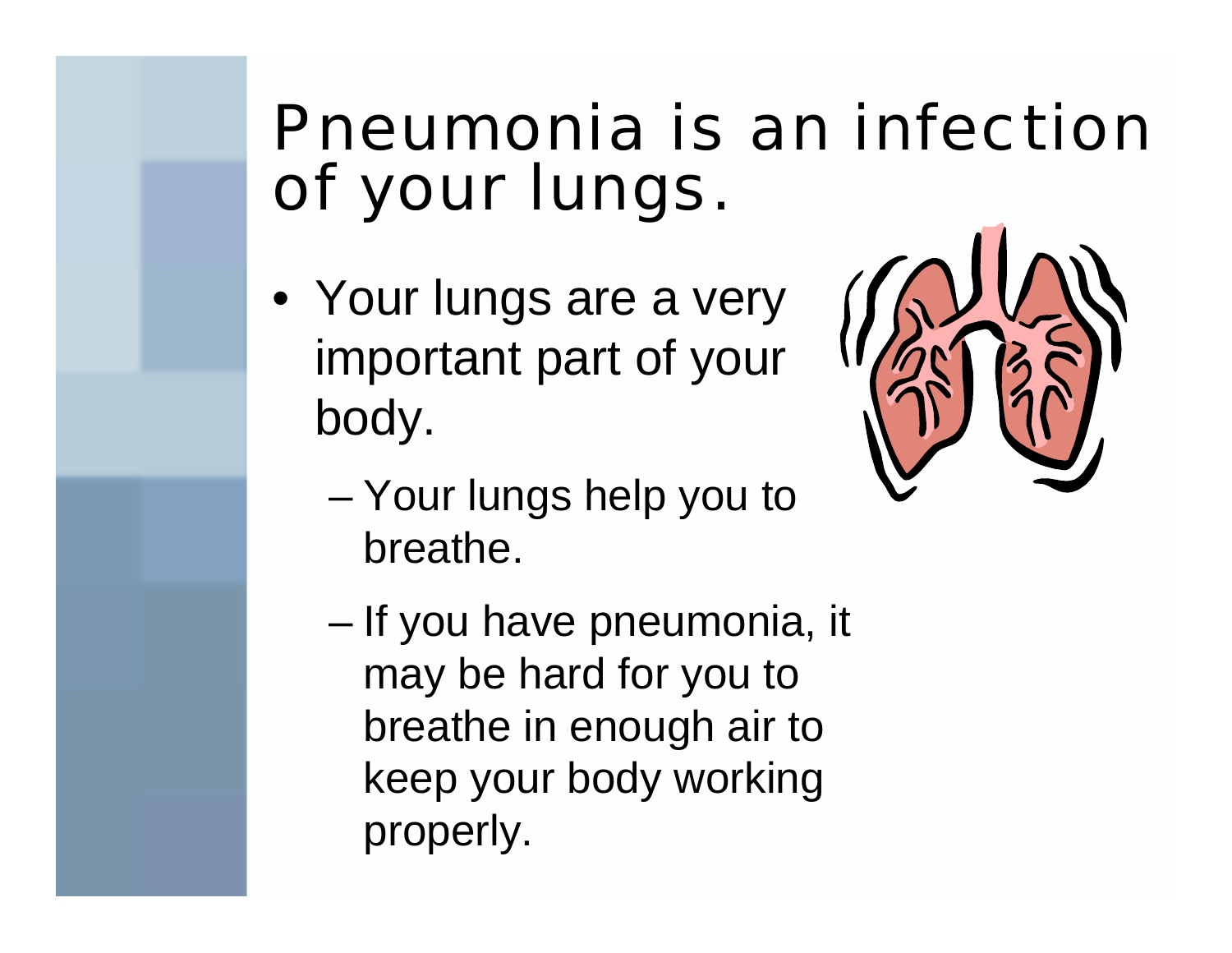# Pneumonia is an infection of your lungs.

- Your lungs are a very important part of your body.
  - Your lungs help you to breathe.
  - If you have pneumonia, it may be hard for you to breathe in enough air to keep your body working properly.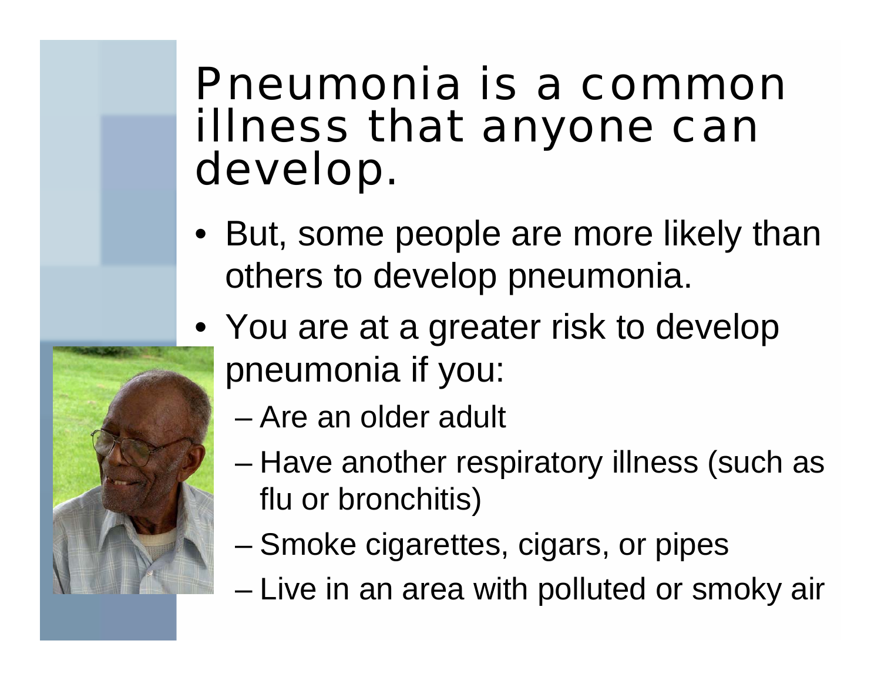# Pneumonia is a common illness that anyone can develop.

- But, some people are more likely than others to develop pneumonia.
- You are at a greater risk to develop pneumonia if you:
  - Are an older adult
  - Have another respiratory illness (such as flu or bronchitis)
  - Smoke cigarettes, cigars, or pipes
  - Live in an area with polluted or smoky air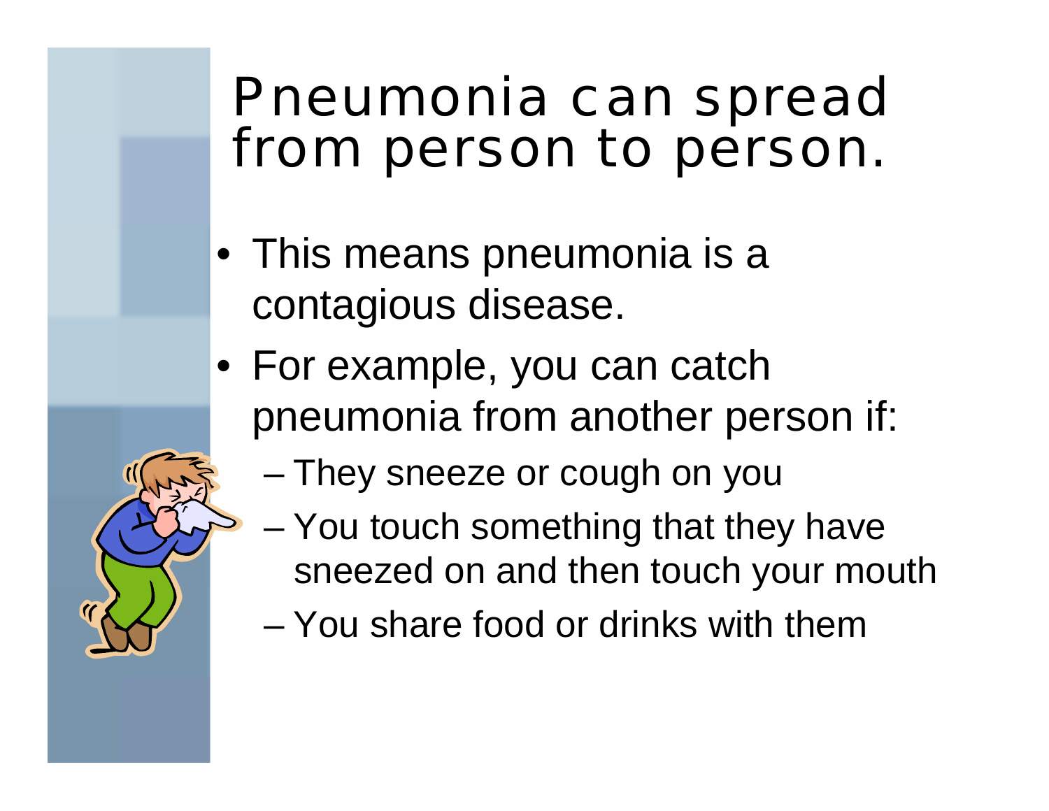# Pneumonia can spread from person to person.

- This means pneumonia is a contagious disease.
- For example, you can catch pneumonia from another person if:
  - They sneeze or cough on you
  - You touch something that they have sneezed on and then touch your mouth
  - You share food or drinks with them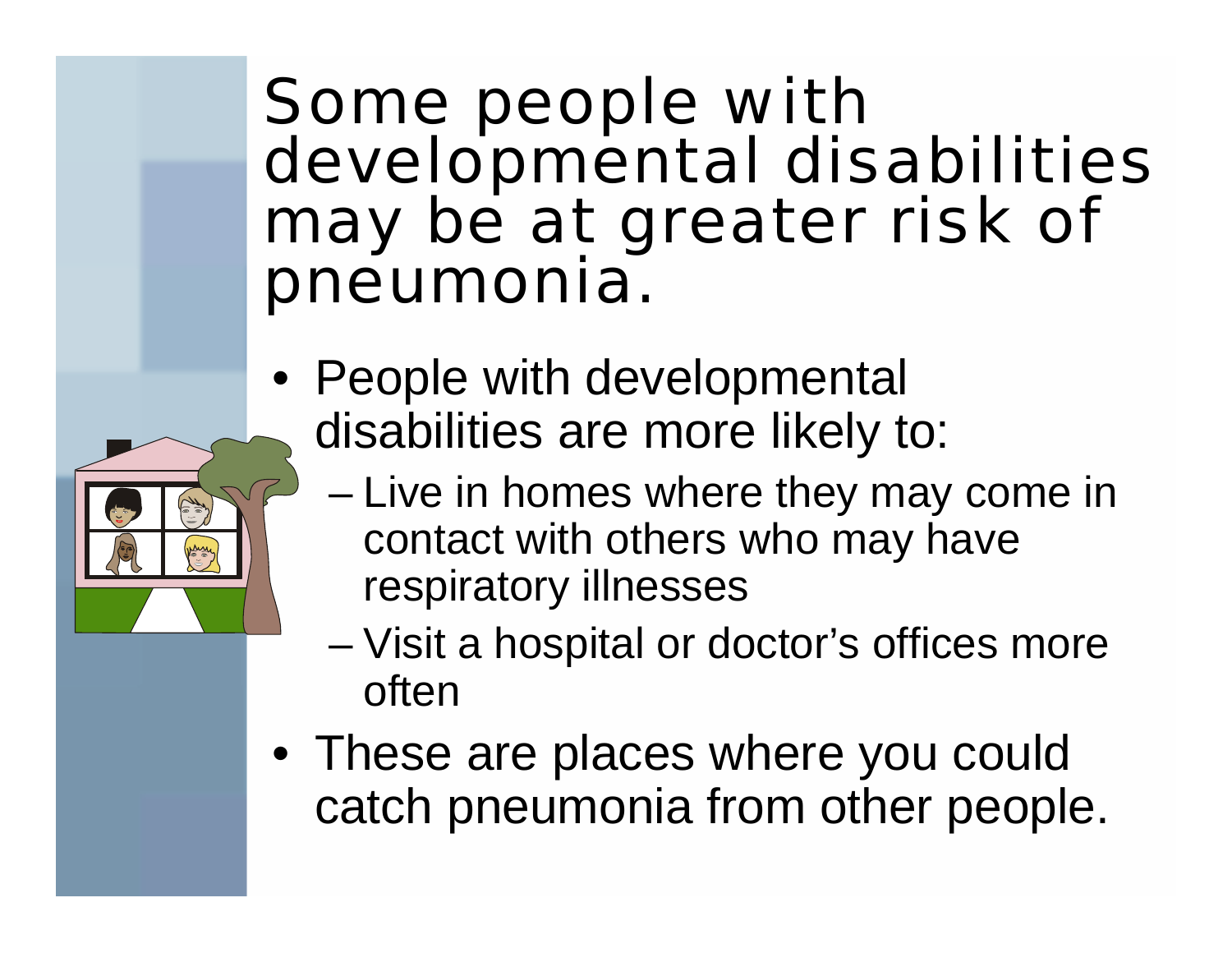# Some people with developmental disabilities may be at greater risk of pneumonia.

- People with developmental disabilities are more likely to:
  - Live in homes where they may come in contact with others who may have respiratory illnesses
  - Visit a hospital or doctor's offices more often
- These are places where you could catch pneumonia from other people.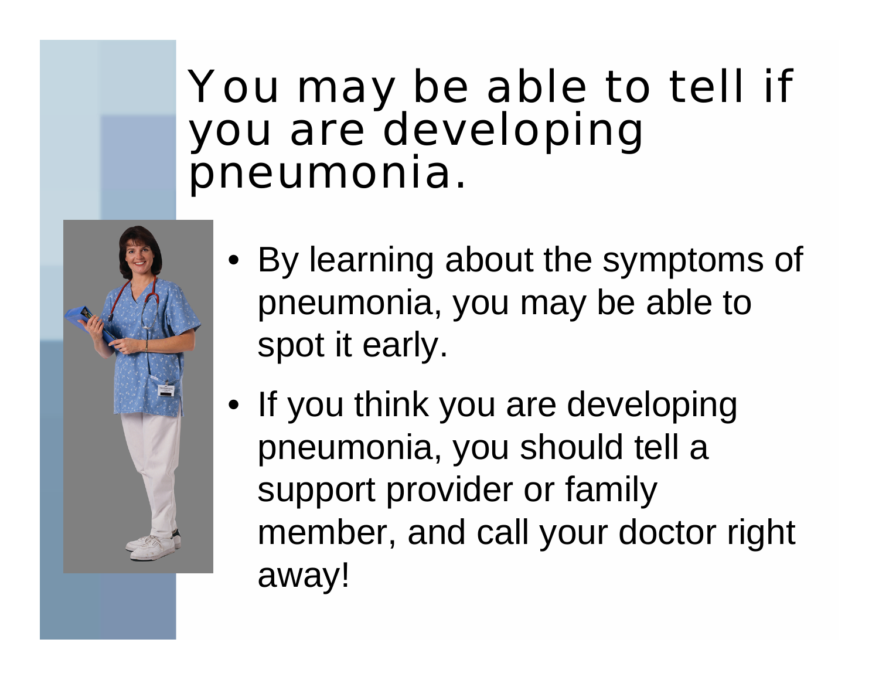# You may be able to tell if you are developing pneumonia.

- By learning about the symptoms of pneumonia, you may be able to spot it early.
- If you think you are developing pneumonia, you should tell a support provider or family member, and call your doctor right away!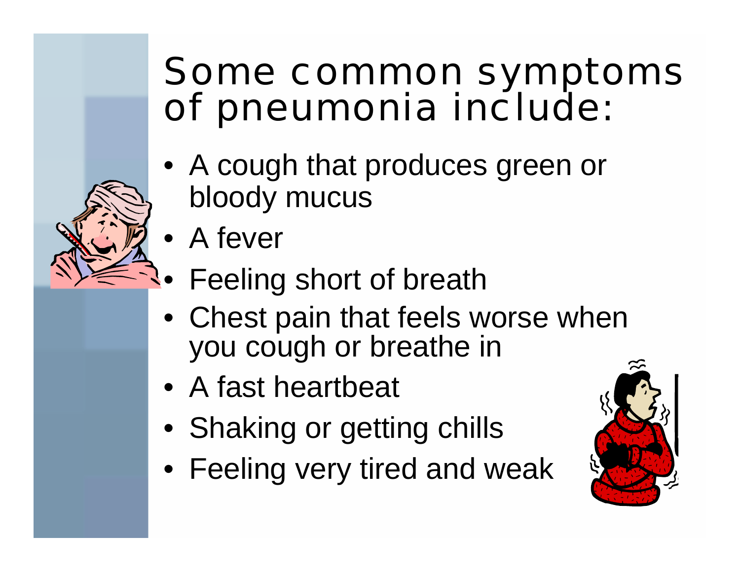# Some common symptoms of pneumonia include:

- A cough that produces green or bloody mucus
- A fever
- Feeling short of breath
- Chest pain that feels worse when you cough or breathe in
- A fast heartbeat
- Shaking or getting chills
- Feeling very tired and weak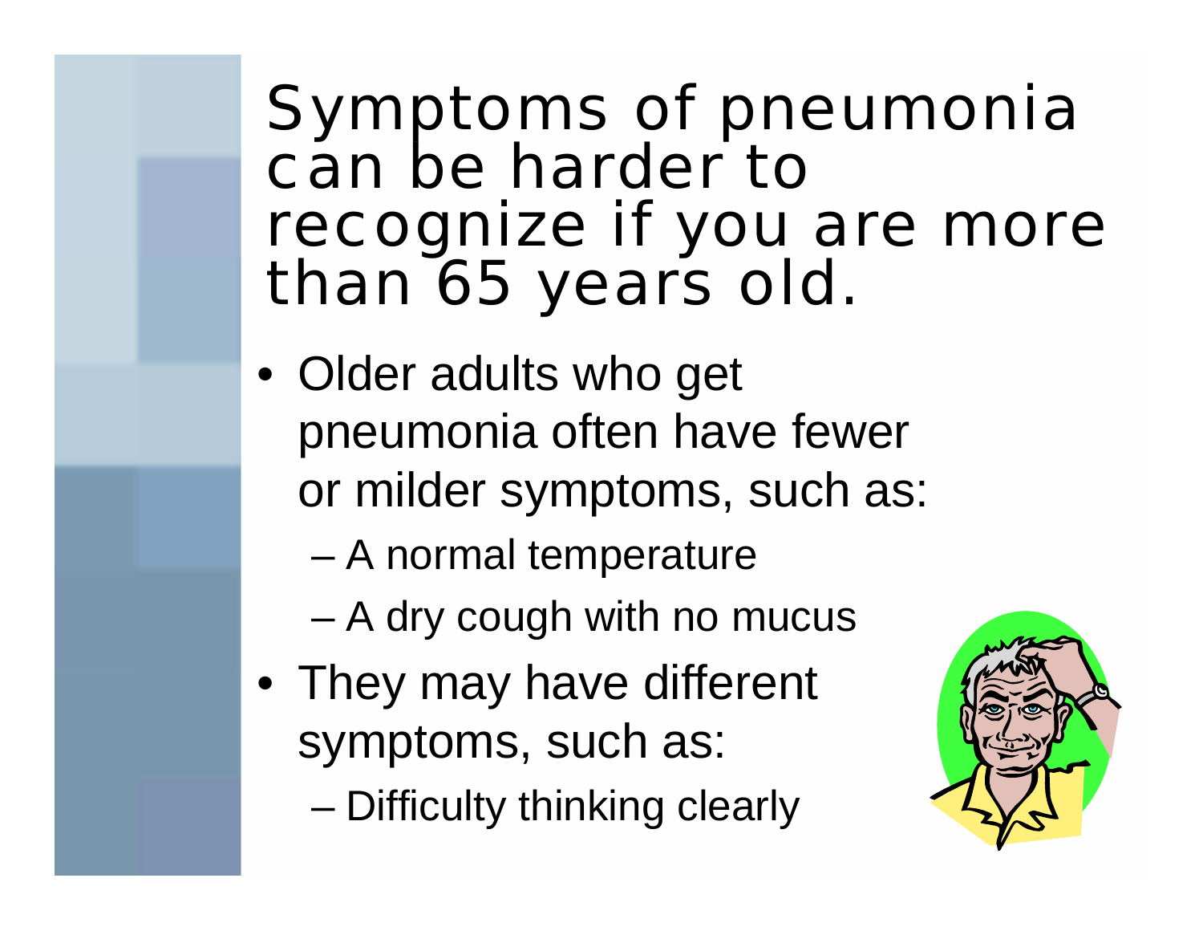# Symptoms of pneumonia can be harder to recognize if you are more than 65 years old.

- Older adults who get pneumonia often have fewer or milder symptoms, such as:
  - A normal temperature
  - A dry cough with no mucus
- They may have different symptoms, such as:
  - Difficulty thinking clearly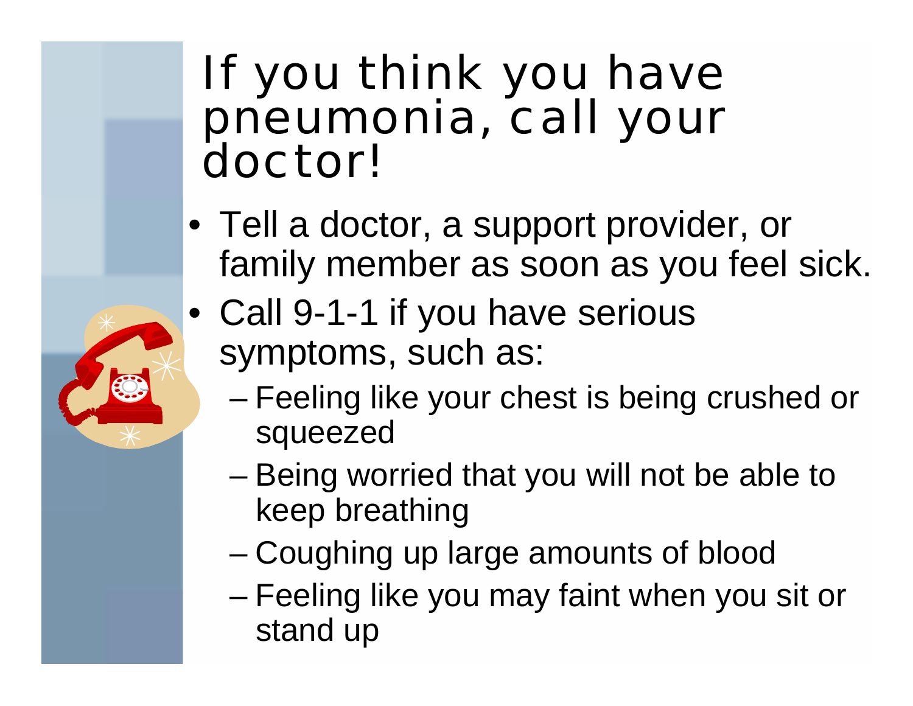# If you think you have pneumonia, call your doctor!

- Tell a doctor, a support provider, or family member as soon as you feel sick.
- Call 9-1-1 if you have serious symptoms, such as:
  - Feeling like your chest is being crushed or squeezed
  - Being worried that you will not be able to keep breathing
  - Coughing up large amounts of blood
  - Feeling like you may faint when you sit or stand up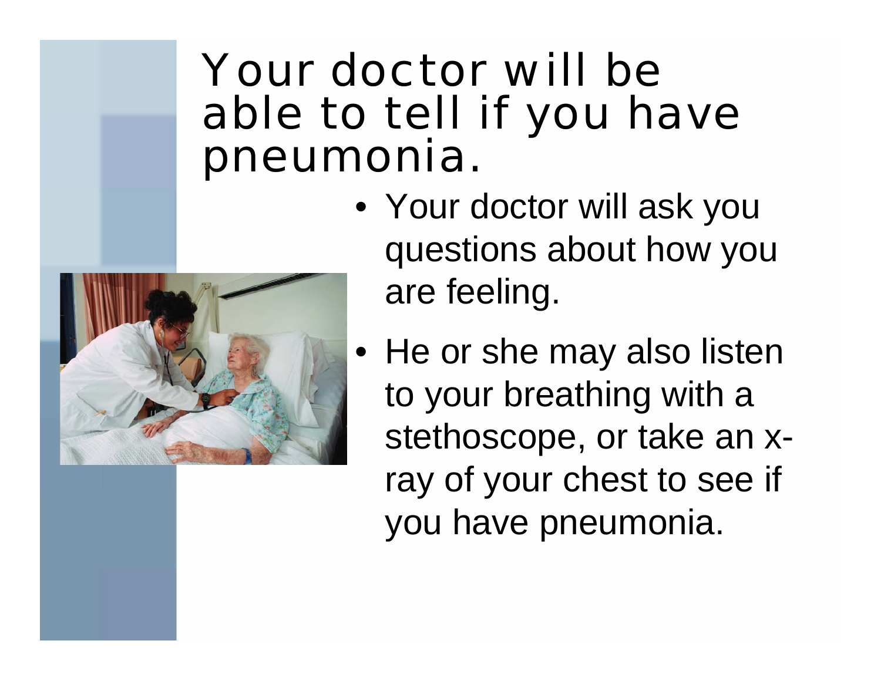# Your doctor will be able to tell if you have pneumonia.

- Your doctor will ask you questions about how you are feeling.
- He or she may also listen to your breathing with a stethoscope, or take an x-ray of your chest to see if you have pneumonia.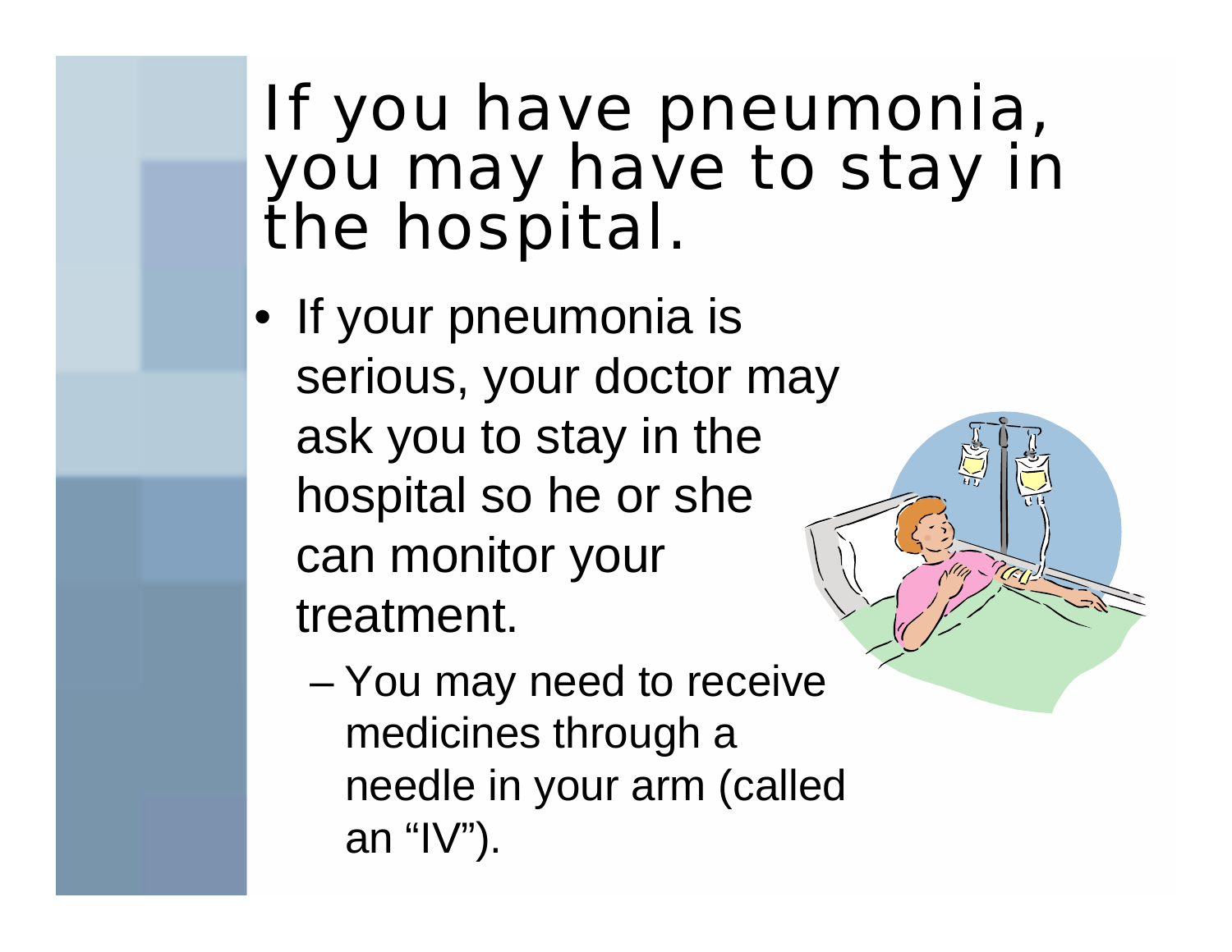# If you have pneumonia, you may have to stay in the hospital.

- If your pneumonia is serious, your doctor may ask you to stay in the hospital so he or she can monitor your treatment.
  - You may need to receive medicines through a needle in your arm (called an “IV”).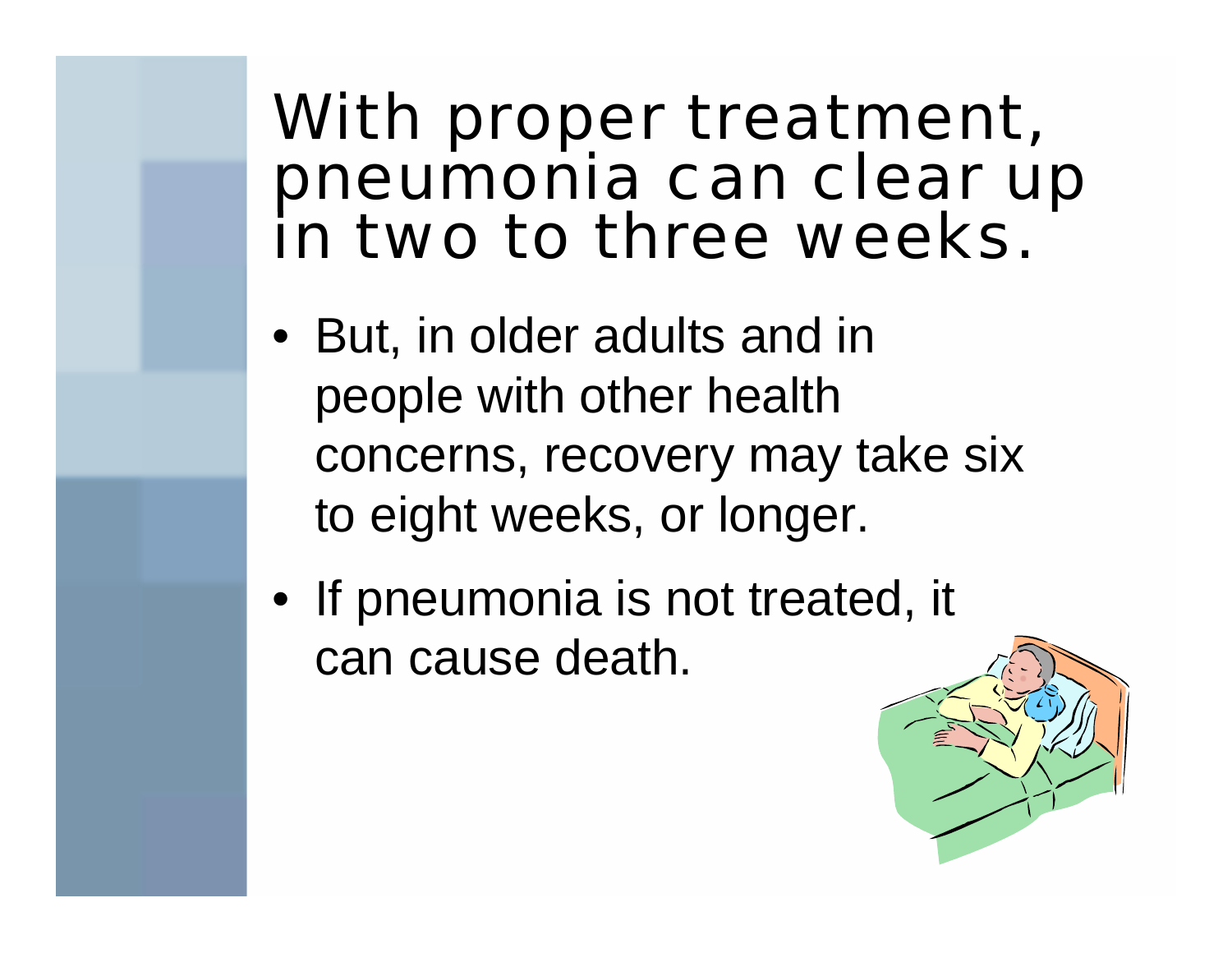# With proper treatment, pneumonia can clear up in two to three weeks.

- But, in older adults and in people with other health concerns, recovery may take six to eight weeks, or longer.
- If pneumonia is not treated, it can cause death.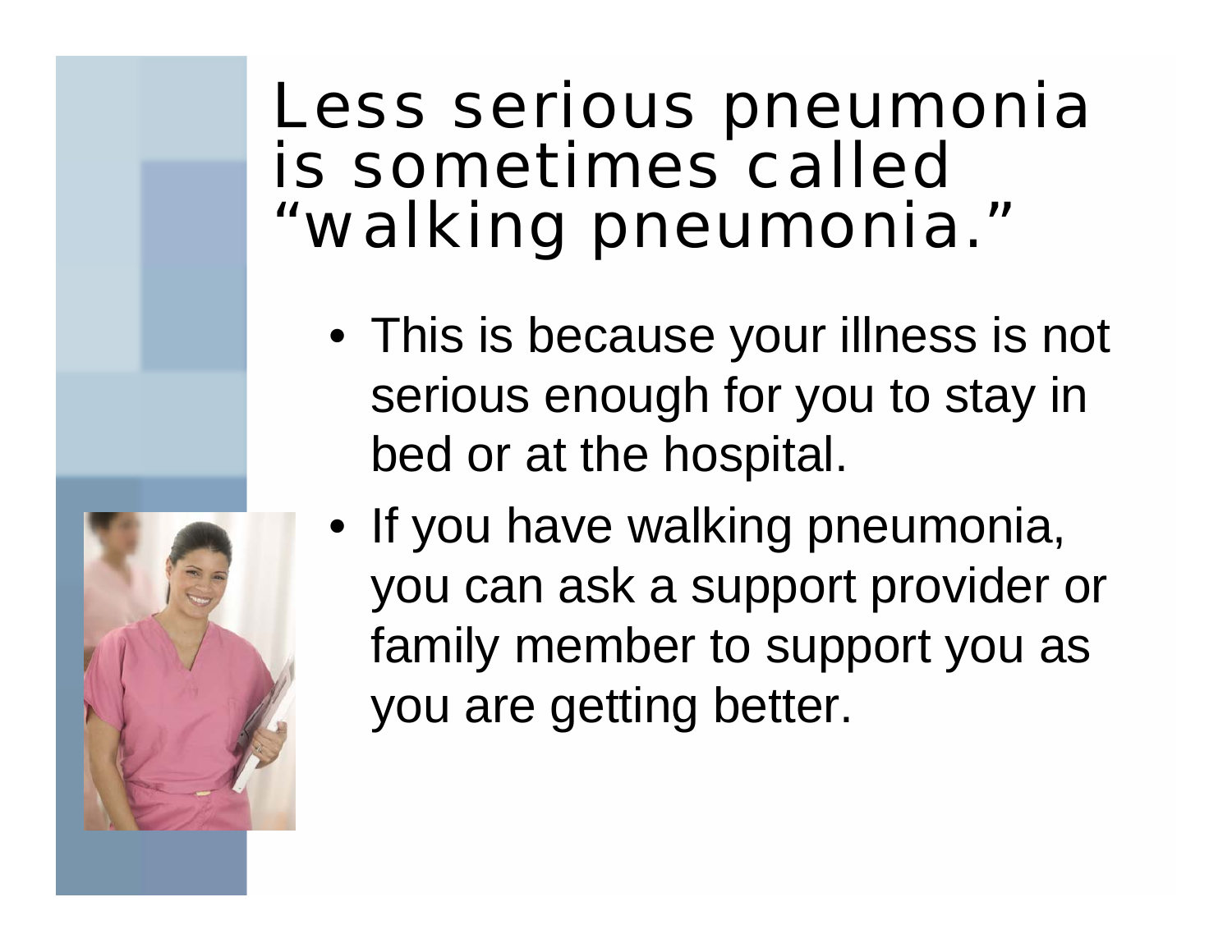# Less serious pneumonia is sometimes called "walking pneumonia."

- This is because your illness is not serious enough for you to stay in bed or at the hospital.
- If you have walking pneumonia, you can ask a support provider or family member to support you as you are getting better.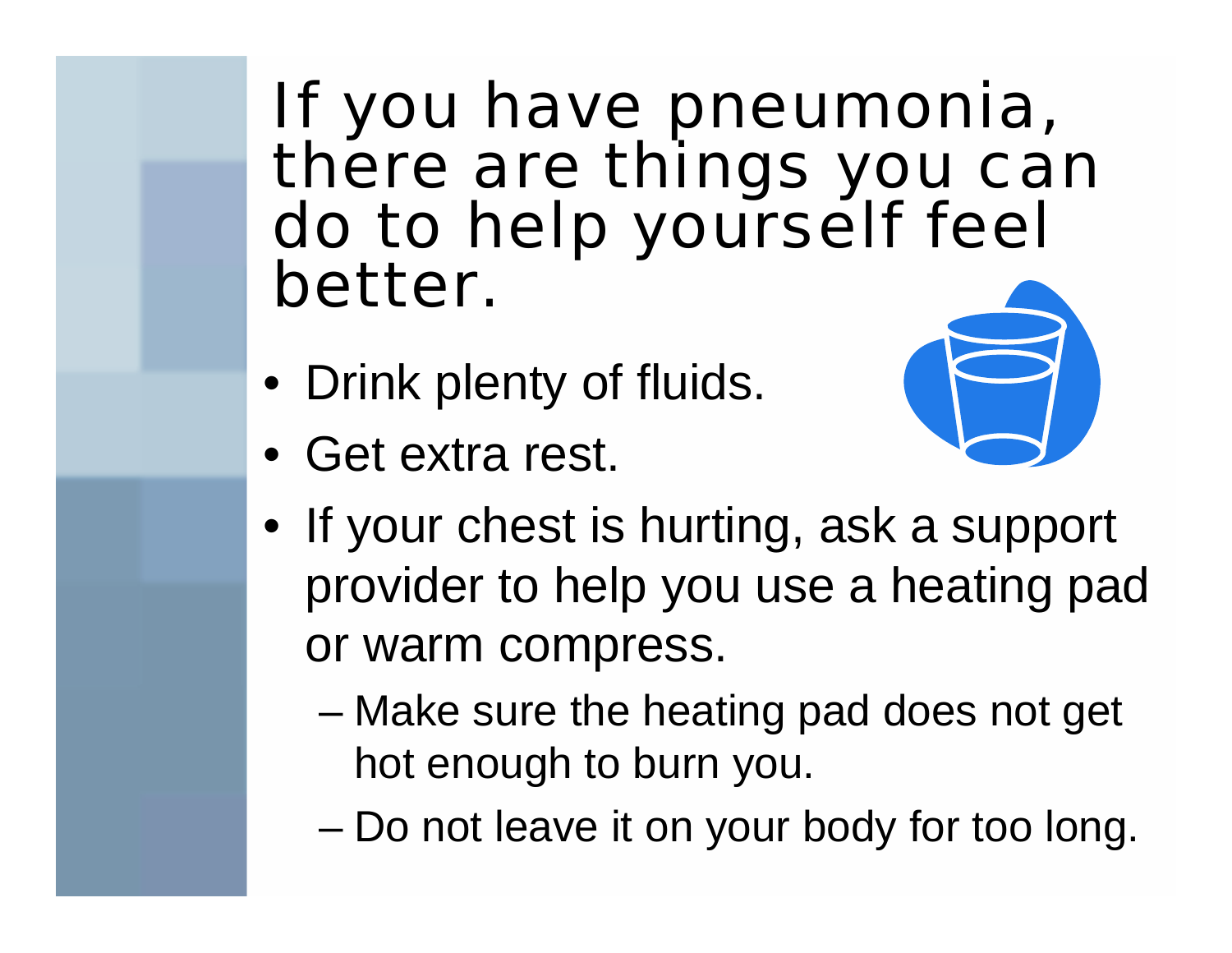# If you have pneumonia, there are things you can do to help yourself feel better.

- Drink plenty of fluids.
- Get extra rest.
- If your chest is hurting, ask a support provider to help you use a heating pad or warm compress.
  - Make sure the heating pad does not get hot enough to burn you.
  - Do not leave it on your body for too long.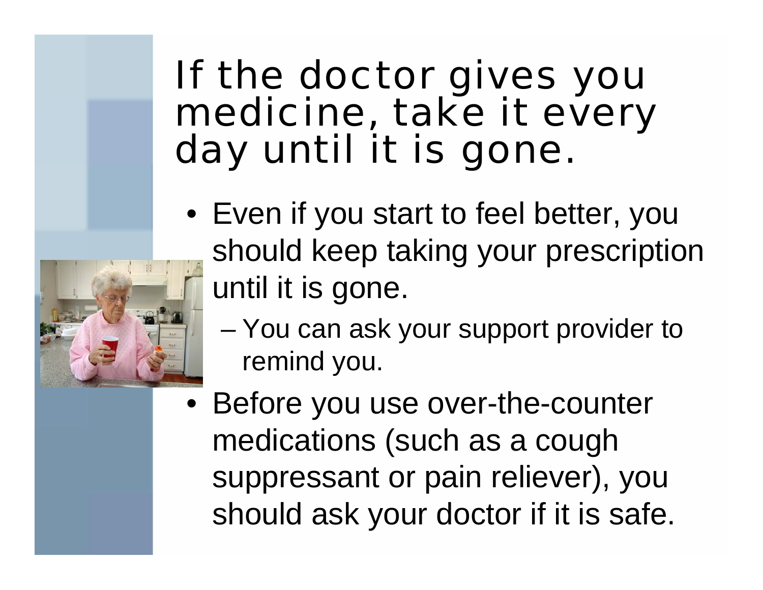# If the doctor gives you medicine, take it every day until it is gone.

- Even if you start to feel better, you should keep taking your prescription until it is gone.
  - You can ask your support provider to remind you.
- Before you use over-the-counter medications (such as a cough suppressant or pain reliever), you should ask your doctor if it is safe.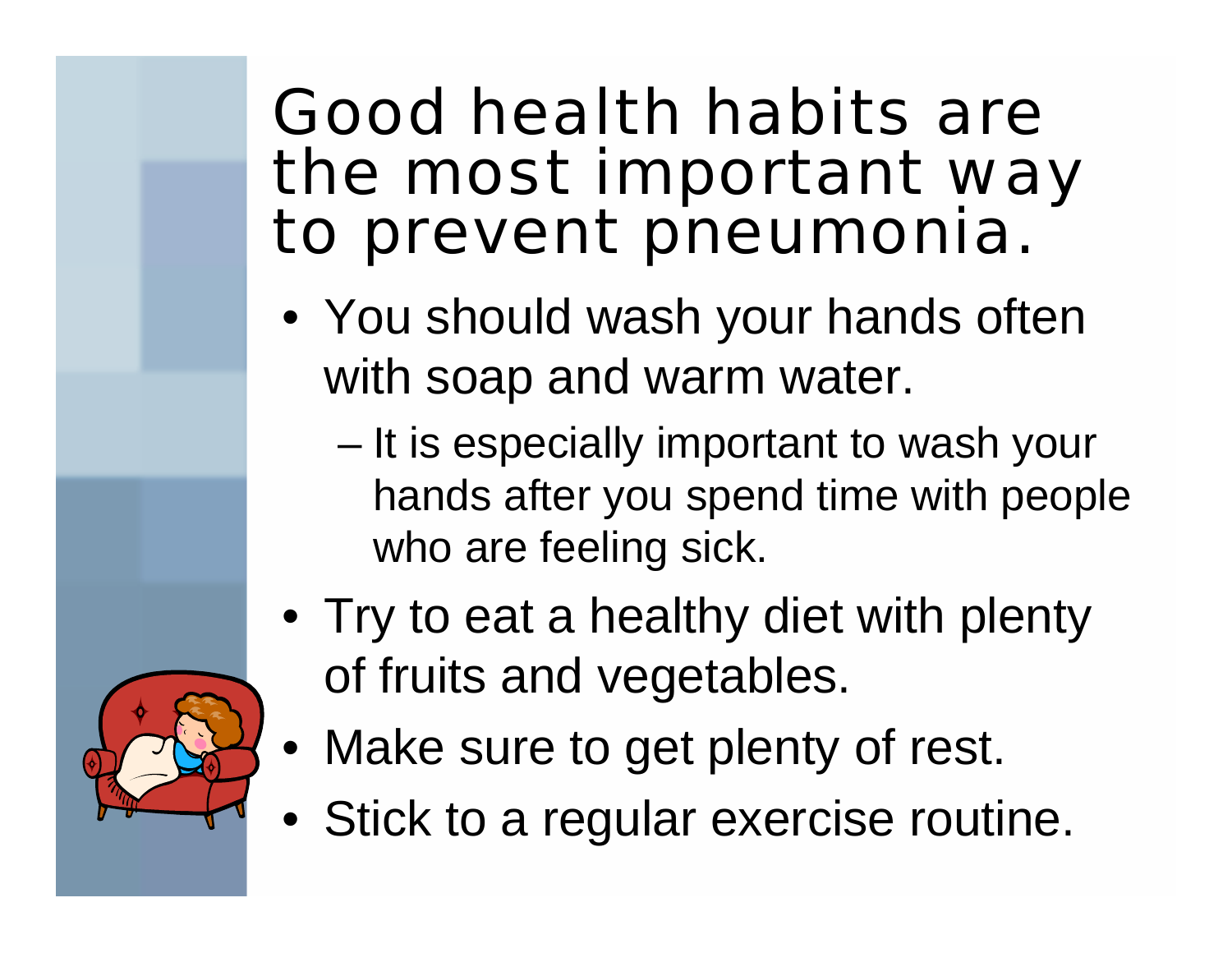# Good health habits are the most important way to prevent pneumonia.

- You should wash your hands often with soap and warm water.
  - It is especially important to wash your hands after you spend time with people who are feeling sick.
- Try to eat a healthy diet with plenty of fruits and vegetables.
- Make sure to get plenty of rest.
- Stick to a regular exercise routine.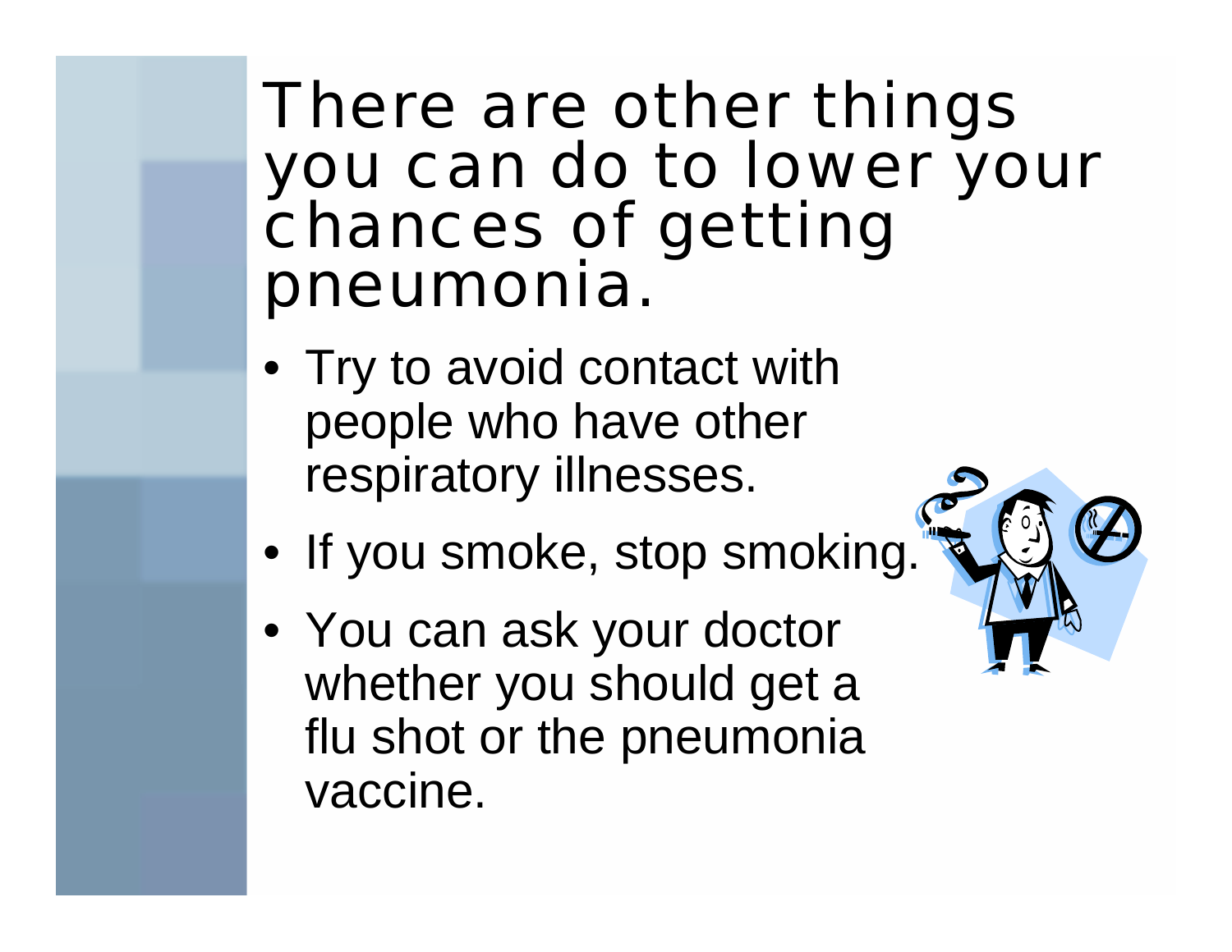# There are other things you can do to lower your chances of getting pneumonia.

- Try to avoid contact with people who have other respiratory illnesses.
- If you smoke, stop smoking.
- You can ask your doctor whether you should get a flu shot or the pneumonia vaccine.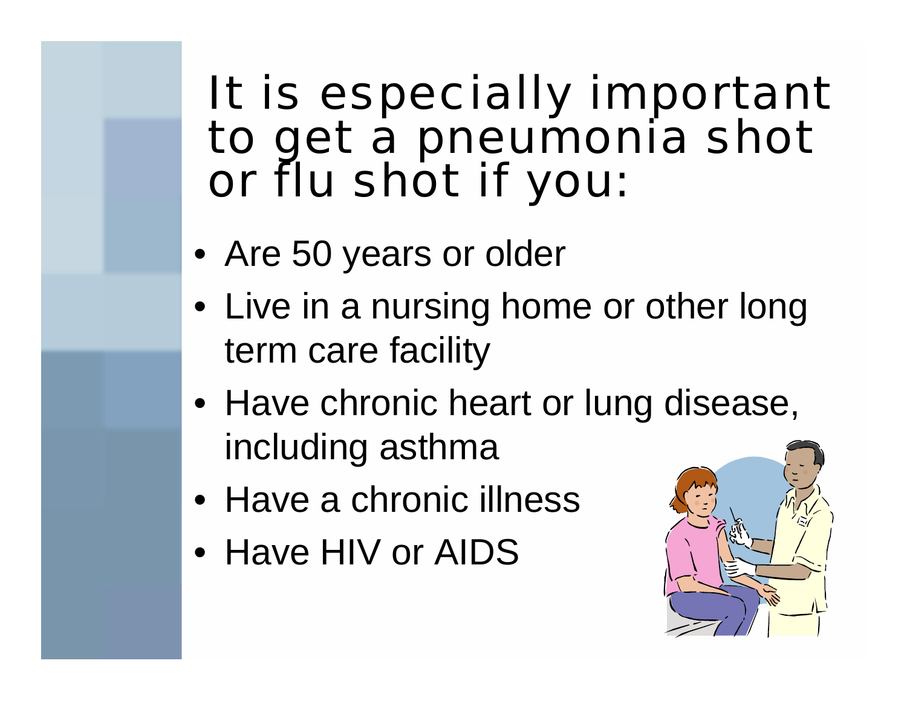# It is especially important to get a pneumonia shot or flu shot if you:

- Are 50 years or older
- Live in a nursing home or other long term care facility
- Have chronic heart or lung disease, including asthma
- Have a chronic illness
- Have HIV or AIDS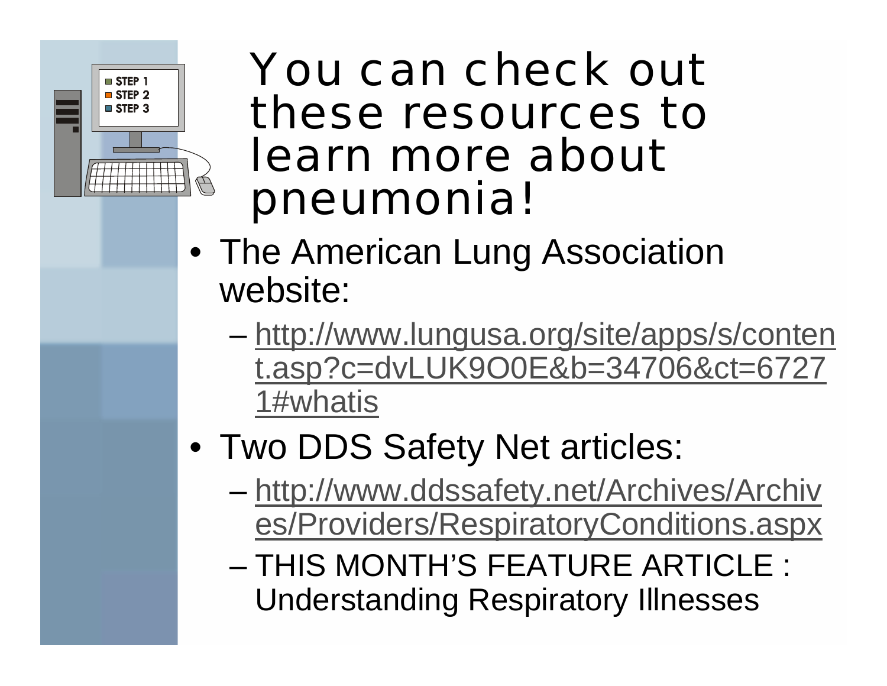# You can check out these resources to learn more about pneumonia!

- The American Lung Association website:
  - http://www.lungusa.org/site/apps/s/content.asp?c=dvLUK9O0E&b=34706&ct=67271#whatis
- Two DDS Safety Net articles:
  - http://www.ddssafety.net/Archives/Archives/Providers/RespiratoryConditions.aspx
  - THIS MONTH'S FEATURE ARTICLE : Understanding Respiratory Illnesses